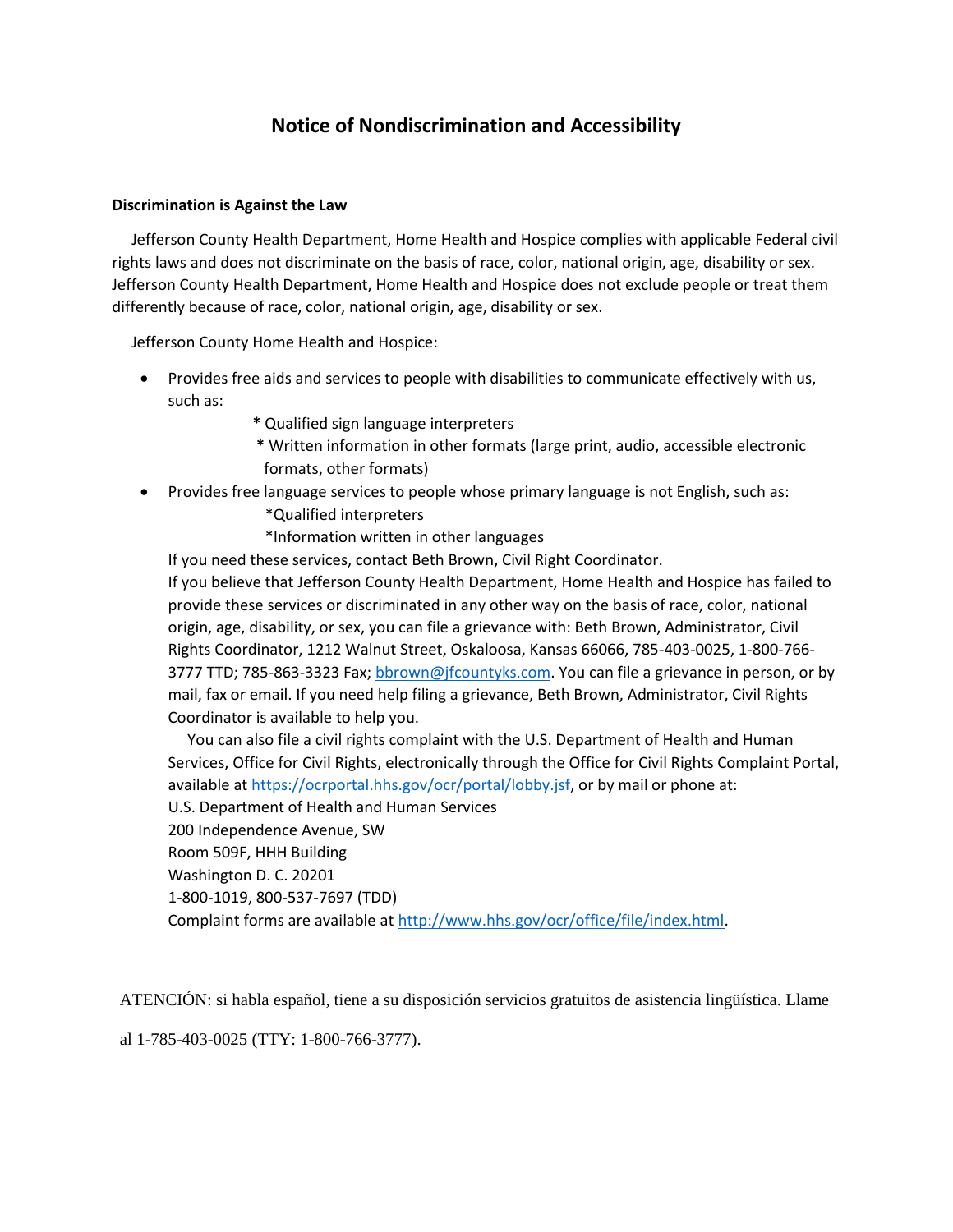# Notice of Nondiscrimination and Accessibility

**Discrimination is Against the Law**

Jefferson County Health Department, Home Health and Hospice complies with applicable Federal civil rights laws and does not discriminate on the basis of race, color, national origin, age, disability or sex. Jefferson County Health Department, Home Health and Hospice does not exclude people or treat them differently because of race, color, national origin, age, disability or sex.

Jefferson County Home Health and Hospice:

- Provides free aids and services to people with disabilities to communicate effectively with us, such as:
  - * Qualified sign language interpreters
  - * Written information in other formats (large print, audio, accessible electronic formats, other formats)
- Provides free language services to people whose primary language is not English, such as:
  - *Qualified interpreters
  - *Information written in other languages

If you need these services, contact Beth Brown, Civil Right Coordinator.

If you believe that Jefferson County Health Department, Home Health and Hospice has failed to provide these services or discriminated in any other way on the basis of race, color, national origin, age, disability, or sex, you can file a grievance with: Beth Brown, Administrator, Civil Rights Coordinator, 1212 Walnut Street, Oskaloosa, Kansas 66066, 785-403-0025, 1-800-766-3777 TTD; 785-863-3323 Fax; bbrown@jfcountyks.com. You can file a grievance in person, or by mail, fax or email. If you need help filing a grievance, Beth Brown, Administrator, Civil Rights Coordinator is available to help you.

You can also file a civil rights complaint with the U.S. Department of Health and Human Services, Office for Civil Rights, electronically through the Office for Civil Rights Complaint Portal, available at https://ocrportal.hhs.gov/ocr/portal/lobby.jsf, or by mail or phone at:

U.S. Department of Health and Human Services
200 Independence Avenue, SW
Room 509F, HHH Building
Washington D. C. 20201
1-800-1019, 800-537-7697 (TDD)

Complaint forms are available at http://www.hhs.gov/ocr/office/file/index.html.

ATENCIÓN: si habla español, tiene a su disposición servicios gratuitos de asistencia lingüística. Llame al 1-785-403-0025 (TTY: 1-800-766-3777).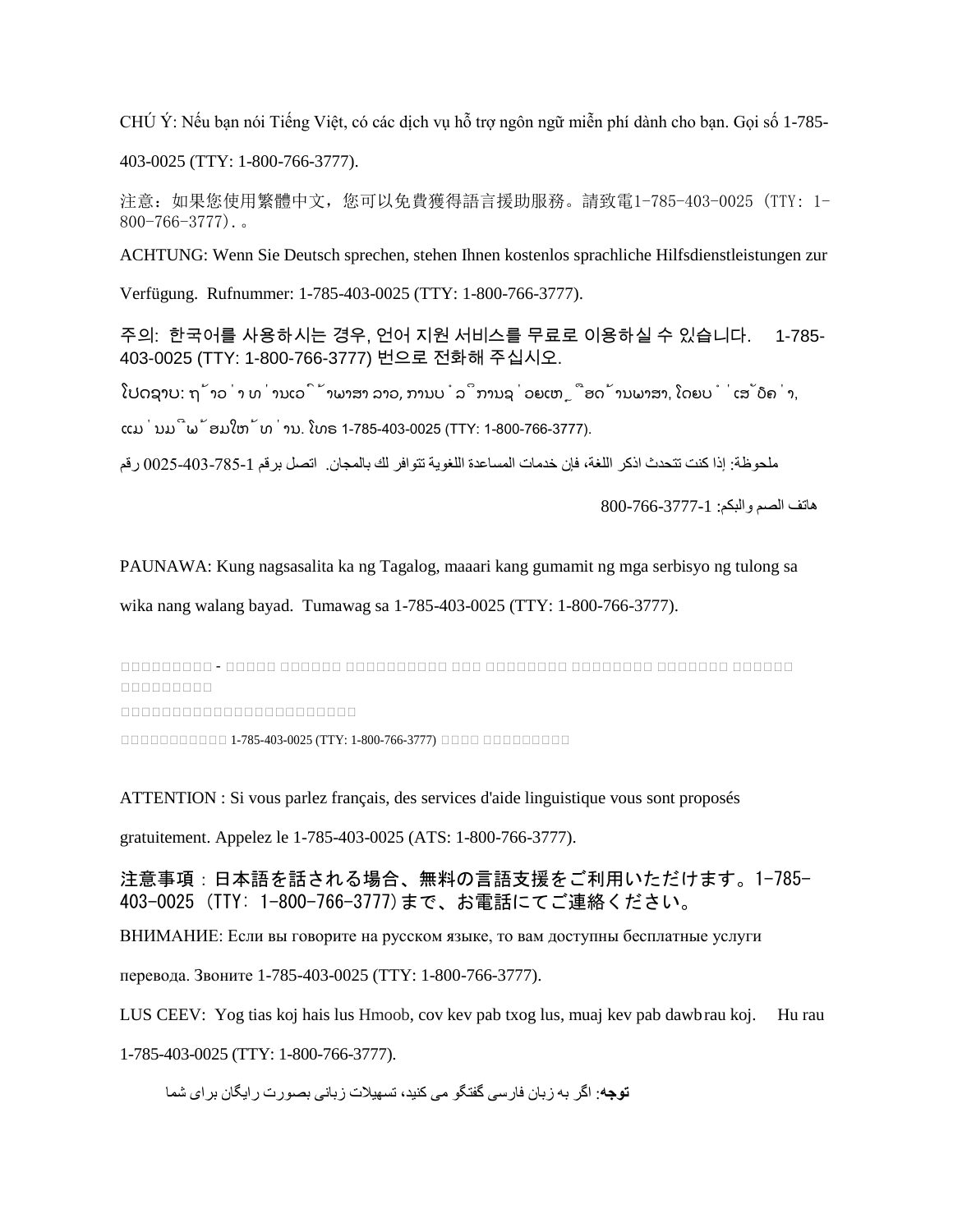CHÚ Ý: Nếu bạn nói Tiếng Việt, có các dịch vụ hỗ trợ ngôn ngữ miễn phí dành cho bạn. Gọi số 1-785-403-0025 (TTY: 1-800-766-3777).

注意：如果您使用繁體中文，您可以免費獲得語言援助服務。請致電1-785-403-0025 (TTY: 1-800-766-3777).。

ACHTUNG: Wenn Sie Deutsch sprechen, stehen Ihnen kostenlos sprachliche Hilfsdienstleistungen zur Verfügung. Rufnummer: 1-785-403-0025 (TTY: 1-800-766-3777).

주의: 한국어를 사용하시는 경우, 언어 지원 서비스를 무료로 이용하실 수 있습니다. 1-785-403-0025 (TTY: 1-800-766-3777) 번으로 전화해 주십시오.

ໂປດຊາບ: ຖ້າວ່າ ທ່ານເວົ້າພາສາ ລາວ, ການບໍລິການຊ່ວຍເຫຼືອດ້ານພາສາ, ໂດຍບໍ່ເສັຽຄ່າ, ແມ່ນມີພ້ອມໃຫ້ທ່ານ. ໂທຣ 1-785-403-0025 (TTY: 1-800-766-3777).

ملحوظة: إذا كنت تتحدث اذكر اللغة، فإن خدمات المساعدة اللغوية تتوافر لك بالمجان. اتصل برقم 1-785-403-0025 رقم

هاتف الصم والبكم: 1-800-766-3777

PAUNAWA: Kung nagsasalita ka ng Tagalog, maaari kang gumamit ng mga serbisyo ng tulong sa wika nang walang bayad. Tumawag sa 1-785-403-0025 (TTY: 1-800-766-3777).

□□□□□□□□□□ - □□□□□ □□□□□□□ □□□□□□□□□□□ □□□ □□□□□□□□□ □□□□□□□□□ □□□□□□□□ □□□□□□□ □□□□□□□□□□

□□□□□□□□□□□□□□□□□□□□□□□□□□□□

□□□□□□□□□□□ 1-785-403-0025 (TTY: 1-800-766-3777) □□□□ □□□□□□□□□□

ATTENTION : Si vous parlez français, des services d'aide linguistique vous sont proposés gratuitement. Appelez le 1-785-403-0025 (ATS: 1-800-766-3777).

注意事項：日本語を話される場合、無料の言語支援をご利用いただけます。1-785-403-0025 (TTY: 1-800-766-3777)まで、お電話にてご連絡ください。

ВНИМАНИЕ: Если вы говорите на русском языке, то вам доступны бесплатные услуги перевода. Звоните 1-785-403-0025 (TTY: 1-800-766-3777).

LUS CEEV: Yog tias koj hais lus Hmoob, cov kev pab txog lus, muaj kev pab dawb rau koj. Hu rau 1-785-403-0025 (TTY: 1-800-766-3777).

**توجه**: اگر به زبان فارسی گفتگو می کنید، تسهیلات زبانی بصورت رایگان برای شما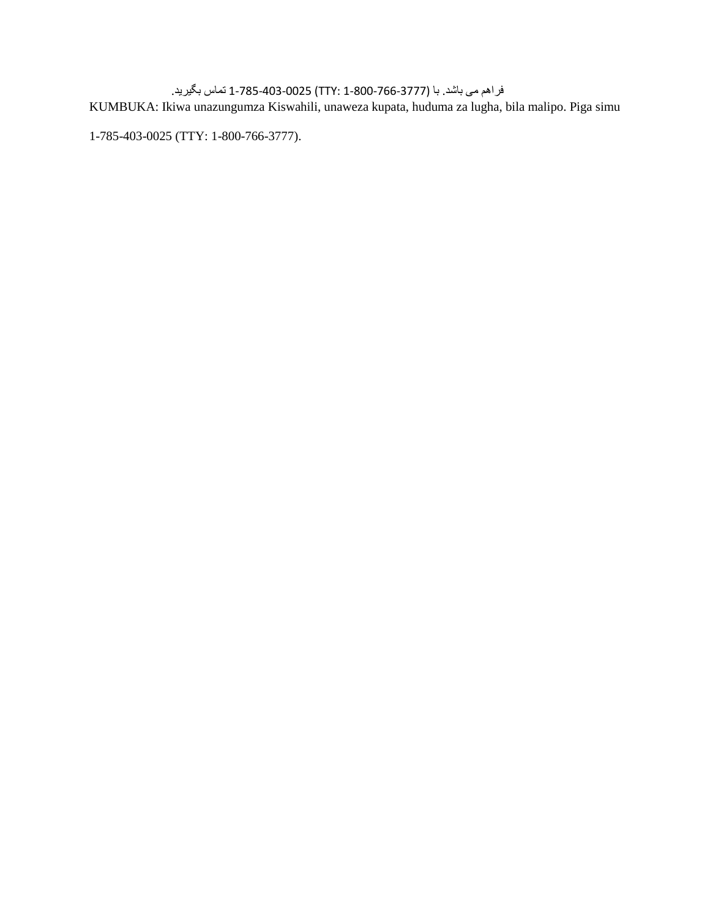فراهم می باشد. با (TTY: 1-800-766-3777) 1-785-403-0025 تماس بگیرید.

KUMBUKA: Ikiwa unazungumza Kiswahili, unaweza kupata, huduma za lugha, bila malipo. Piga simu 1-785-403-0025 (TTY: 1-800-766-3777).